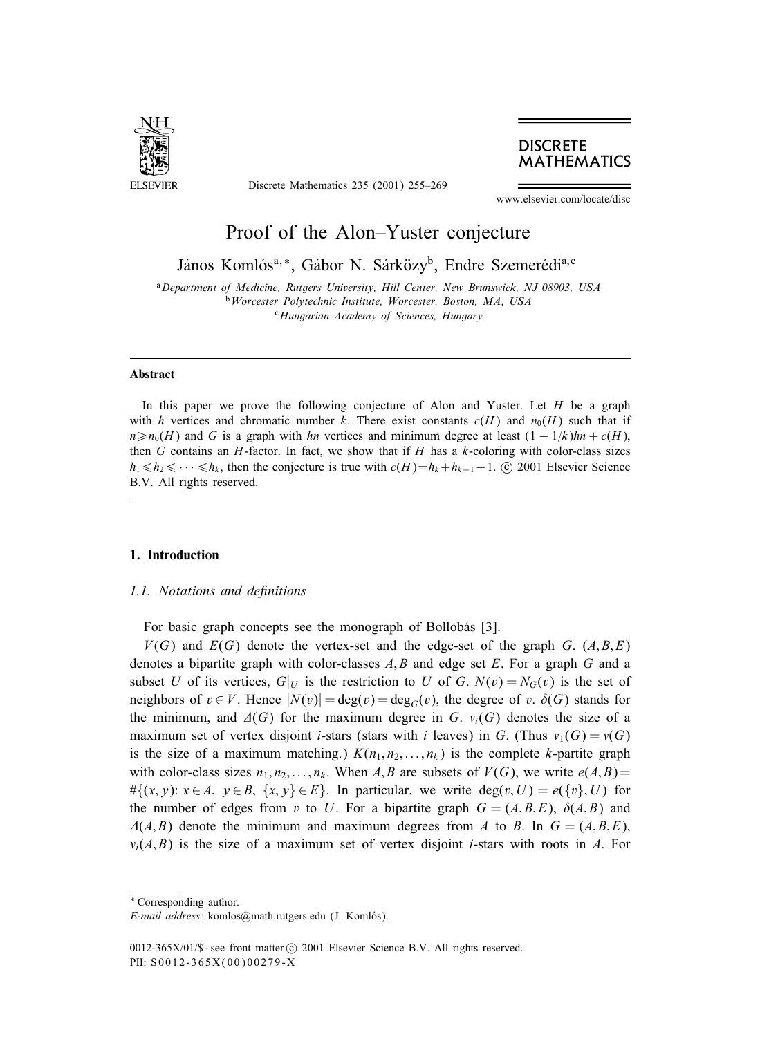# Proof of the Alon–Yuster conjecture

János Komlós[a,*], Gábor N. Sárközy[b], Endre Szemerédi[a,c]

[a] *Department of Medicine, Rutgers University, Hill Center, New Brunswick, NJ 08903, USA*
[b] *Worcester Polytechnic Institute, Worcester, Boston, MA, USA*
[c] *Hungarian Academy of Sciences, Hungary*

---

**Abstract**

In this paper we prove the following conjecture of Alon and Yuster. Let $H$ be a graph with $h$ vertices and chromatic number $k$. There exist constants $c(H)$ and $n_0(H)$ such that if $n \geqslant n_0(H)$ and $G$ is a graph with $hn$ vertices and minimum degree at least $(1 - 1/k)hn + c(H)$, then $G$ contains an $H$-factor. In fact, we show that if $H$ has a $k$-coloring with color-class sizes $h_1 \leqslant h_2 \leqslant \cdots \leqslant h_k$, then the conjecture is true with $c(H) = h_k + h_{k-1} - 1$. © 2001 Elsevier Science B.V. All rights reserved.

---

## 1. Introduction

### 1.1. Notations and definitions

For basic graph concepts see the monograph of Bollobás [3].

$V(G)$ and $E(G)$ denote the vertex-set and the edge-set of the graph $G$. $(A, B, E)$ denotes a bipartite graph with color-classes $A, B$ and edge set $E$. For a graph $G$ and a subset $U$ of its vertices, $G|_U$ is the restriction to $U$ of $G$. $N(v) = N_G(v)$ is the set of neighbors of $v \in V$. Hence $|N(v)| = \deg(v) = \deg_G(v)$, the degree of $v$. $\delta(G)$ stands for the minimum, and $\Delta(G)$ for the maximum degree in $G$. $v_i(G)$ denotes the size of a maximum set of vertex disjoint $i$-stars (stars with $i$ leaves) in $G$. (Thus $v_1(G) = v(G)$ is the size of a maximum matching.) $K(n_1, n_2, \ldots, n_k)$ is the complete $k$-partite graph with color-class sizes $n_1, n_2, \ldots, n_k$. When $A, B$ are subsets of $V(G)$, we write $e(A, B) = \#\{(x, y)\colon x \in A,\ y \in B,\ \{x, y\} \in E\}$. In particular, we write $\deg(v, U) = e(\{v\}, U)$ for the number of edges from $v$ to $U$. For a bipartite graph $G = (A, B, E)$, $\delta(A, B)$ and $\Delta(A, B)$ denote the minimum and maximum degrees from $A$ to $B$. In $G = (A, B, E)$, $v_i(A, B)$ is the size of a maximum set of vertex disjoint $i$-stars with roots in $A$. For

---

\* Corresponding author.
*E-mail address:* komlos@math.rutgers.edu (J. Komlós).

0012-365X/01/\$ - see front matter © 2001 Elsevier Science B.V. All rights reserved.
PII: S0012-365X(00)00279-X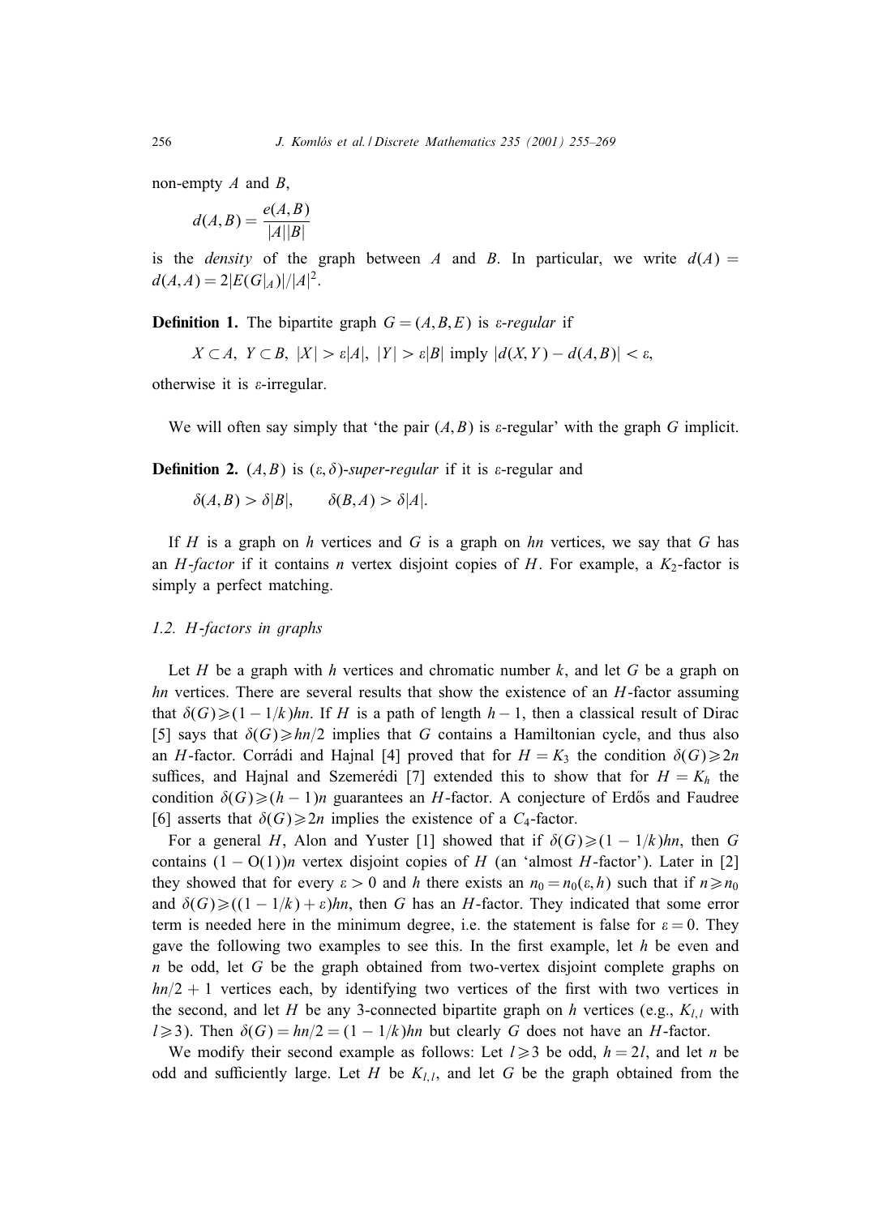non-empty $A$ and $B$,

$$d(A,B) = \frac{e(A,B)}{|A||B|}$$

is the *density* of the graph between $A$ and $B$. In particular, we write $d(A) = d(A,A) = 2|E(G|_A)|/|A|^2$.

**Definition 1.** The bipartite graph $G = (A, B, E)$ is *ε-regular* if

$$X \subset A,\ Y \subset B,\ |X| > \varepsilon|A|,\ |Y| > \varepsilon|B| \text{ imply } |d(X,Y) - d(A,B)| < \varepsilon,$$

otherwise it is ε-irregular.

We will often say simply that 'the pair $(A,B)$ is ε-regular' with the graph $G$ implicit.

**Definition 2.** $(A,B)$ is $(\varepsilon,\delta)$-*super-regular* if it is ε-regular and

$$\delta(A,B) > \delta|B|, \qquad \delta(B,A) > \delta|A|.$$

If $H$ is a graph on $h$ vertices and $G$ is a graph on $hn$ vertices, we say that $G$ has an $H$-*factor* if it contains $n$ vertex disjoint copies of $H$. For example, a $K_2$-factor is simply a perfect matching.

### 1.2. $H$-factors in graphs

Let $H$ be a graph with $h$ vertices and chromatic number $k$, and let $G$ be a graph on $hn$ vertices. There are several results that show the existence of an $H$-factor assuming that $\delta(G) \geqslant (1 - 1/k)hn$. If $H$ is a path of length $h-1$, then a classical result of Dirac [5] says that $\delta(G) \geqslant hn/2$ implies that $G$ contains a Hamiltonian cycle, and thus also an $H$-factor. Corrádi and Hajnal [4] proved that for $H = K_3$ the condition $\delta(G) \geqslant 2n$ suffices, and Hajnal and Szemerédi [7] extended this to show that for $H = K_h$ the condition $\delta(G) \geqslant (h-1)n$ guarantees an $H$-factor. A conjecture of Erdős and Faudree [6] asserts that $\delta(G) \geqslant 2n$ implies the existence of a $C_4$-factor.

For a general $H$, Alon and Yuster [1] showed that if $\delta(G) \geqslant (1 - 1/k)hn$, then $G$ contains $(1 - \mathrm{O}(1))n$ vertex disjoint copies of $H$ (an 'almost $H$-factor'). Later in [2] they showed that for every $\varepsilon > 0$ and $h$ there exists an $n_0 = n_0(\varepsilon, h)$ such that if $n \geqslant n_0$ and $\delta(G) \geqslant ((1 - 1/k) + \varepsilon)hn$, then $G$ has an $H$-factor. They indicated that some error term is needed here in the minimum degree, i.e. the statement is false for $\varepsilon = 0$. They gave the following two examples to see this. In the first example, let $h$ be even and $n$ be odd, let $G$ be the graph obtained from two-vertex disjoint complete graphs on $hn/2 + 1$ vertices each, by identifying two vertices of the first with two vertices in the second, and let $H$ be any 3-connected bipartite graph on $h$ vertices (e.g., $K_{l,l}$ with $l \geqslant 3$). Then $\delta(G) = hn/2 = (1 - 1/k)hn$ but clearly $G$ does not have an $H$-factor.

We modify their second example as follows: Let $l \geqslant 3$ be odd, $h = 2l$, and let $n$ be odd and sufficiently large. Let $H$ be $K_{l,l}$, and let $G$ be the graph obtained from the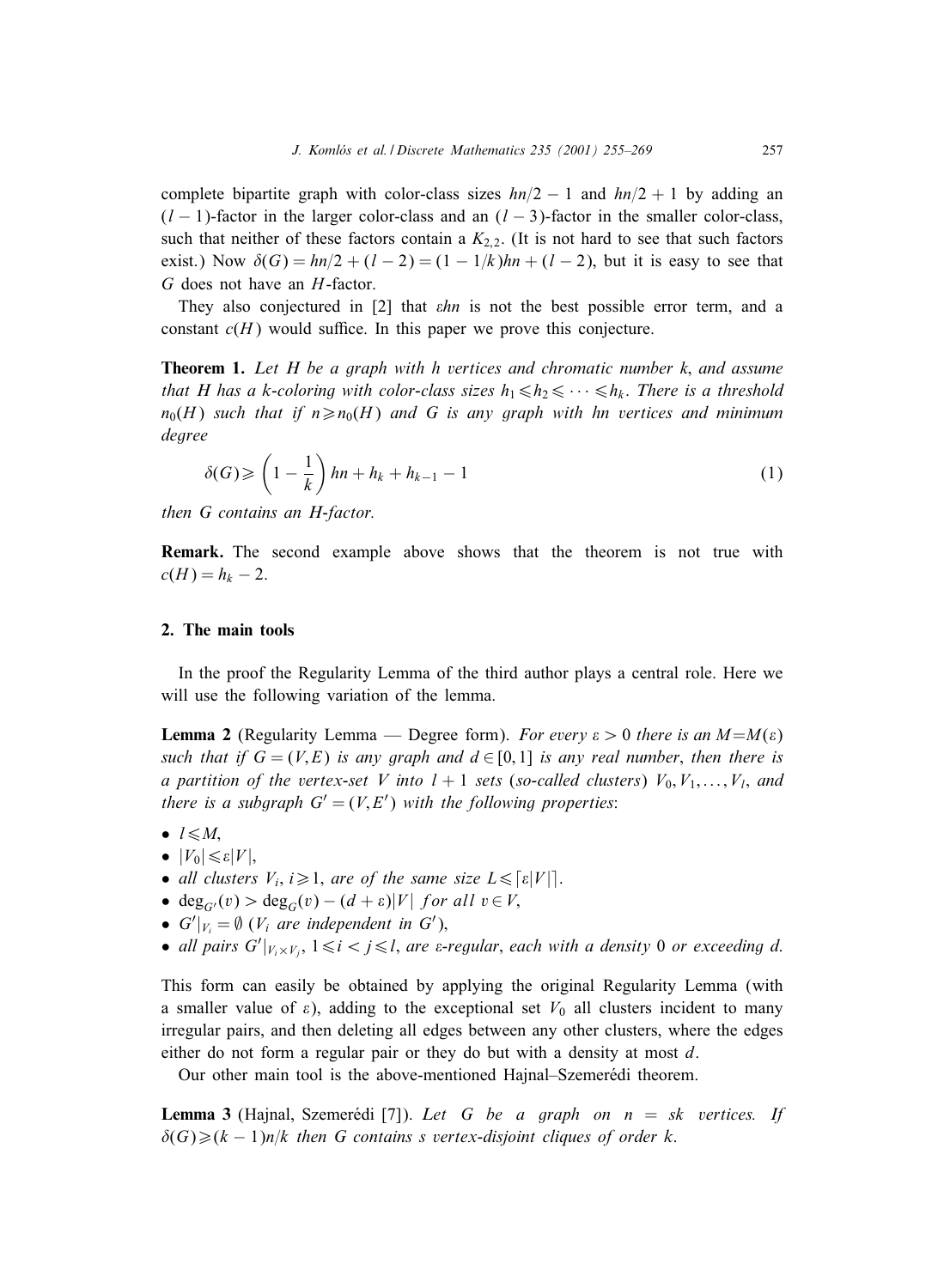complete bipartite graph with color-class sizes $hn/2-1$ and $hn/2+1$ by adding an $(l-1)$-factor in the larger color-class and an $(l-3)$-factor in the smaller color-class, such that neither of these factors contain a $K_{2,2}$. (It is not hard to see that such factors exist.) Now $\delta(G)=hn/2+(l-2)=(1-1/k)hn+(l-2)$, but it is easy to see that $G$ does not have an $H$-factor.

They also conjectured in [2] that $\varepsilon hn$ is not the best possible error term, and a constant $c(H)$ would suffice. In this paper we prove this conjecture.

**Theorem 1.** *Let $H$ be a graph with $h$ vertices and chromatic number $k$, and assume that $H$ has a $k$-coloring with color-class sizes $h_1 \leqslant h_2 \leqslant \cdots \leqslant h_k$. There is a threshold $n_0(H)$ such that if $n \geqslant n_0(H)$ and $G$ is any graph with $hn$ vertices and minimum degree*

$$\delta(G) \geqslant \left(1-\frac{1}{k}\right)hn + h_k + h_{k-1} - 1 \tag{1}$$

*then $G$ contains an $H$-factor.*

**Remark.** The second example above shows that the theorem is not true with $c(H)=h_k-2$.

## 2. The main tools

In the proof the Regularity Lemma of the third author plays a central role. Here we will use the following variation of the lemma.

**Lemma 2** (Regularity Lemma — Degree form). *For every $\varepsilon>0$ there is an $M=M(\varepsilon)$ such that if $G=(V,E)$ is any graph and $d\in[0,1]$ is any real number, then there is a partition of the vertex-set $V$ into $l+1$ sets (so-called clusters) $V_0, V_1, \ldots, V_l$, and there is a subgraph $G'=(V,E')$ with the following properties:*

- *$l \leqslant M$,*
- *$|V_0| \leqslant \varepsilon|V|$,*
- *all clusters $V_i$, $i\geqslant 1$, are of the same size $L \leqslant \lceil \varepsilon|V| \rceil$.*
- *$\deg_{G'}(v) > \deg_G(v) - (d+\varepsilon)|V|$ for all $v\in V$,*
- *$G'|_{V_i}=\emptyset$ ($V_i$ are independent in $G'$),*
- *all pairs $G'|_{V_i\times V_j}$, $1\leqslant i<j\leqslant l$, are $\varepsilon$-regular, each with a density 0 or exceeding $d$.*

This form can easily be obtained by applying the original Regularity Lemma (with a smaller value of $\varepsilon$), adding to the exceptional set $V_0$ all clusters incident to many irregular pairs, and then deleting all edges between any other clusters, where the edges either do not form a regular pair or they do but with a density at most $d$.

Our other main tool is the above-mentioned Hajnal–Szemerédi theorem.

**Lemma 3** (Hajnal, Szemerédi [7]). *Let $G$ be a graph on $n=sk$ vertices. If $\delta(G)\geqslant(k-1)n/k$ then $G$ contains $s$ vertex-disjoint cliques of order $k$.*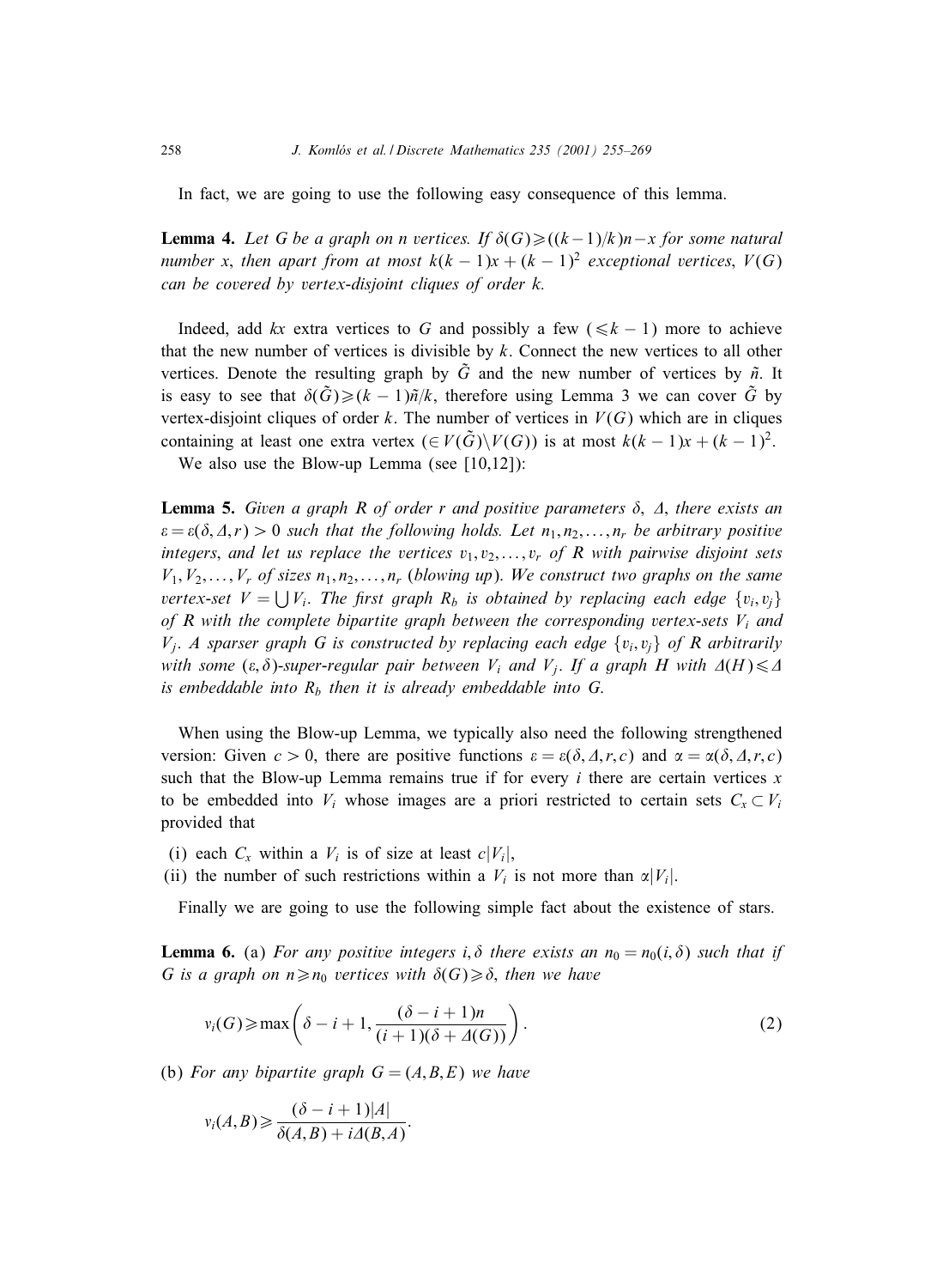In fact, we are going to use the following easy consequence of this lemma.

**Lemma 4.** *Let $G$ be a graph on $n$ vertices. If $\delta(G) \geqslant ((k-1)/k)n - x$ for some natural number $x$, then apart from at most $k(k-1)x + (k-1)^2$ exceptional vertices, $V(G)$ can be covered by vertex-disjoint cliques of order $k$.*

Indeed, add $kx$ extra vertices to $G$ and possibly a few ($\leqslant k-1$) more to achieve that the new number of vertices is divisible by $k$. Connect the new vertices to all other vertices. Denote the resulting graph by $\tilde{G}$ and the new number of vertices by $\tilde{n}$. It is easy to see that $\delta(\tilde{G}) \geqslant (k-1)\tilde{n}/k$, therefore using Lemma 3 we can cover $\tilde{G}$ by vertex-disjoint cliques of order $k$. The number of vertices in $V(G)$ which are in cliques containing at least one extra vertex ($\in V(\tilde{G}) \setminus V(G)$) is at most $k(k-1)x + (k-1)^2$.

We also use the Blow-up Lemma (see [10,12]):

**Lemma 5.** *Given a graph $R$ of order $r$ and positive parameters $\delta$, $\Delta$, there exists an $\varepsilon = \varepsilon(\delta, \Delta, r) > 0$ such that the following holds. Let $n_1, n_2, \ldots, n_r$ be arbitrary positive integers, and let us replace the vertices $v_1, v_2, \ldots, v_r$ of $R$ with pairwise disjoint sets $V_1, V_2, \ldots, V_r$ of sizes $n_1, n_2, \ldots, n_r$ (blowing up). We construct two graphs on the same vertex-set $V = \bigcup V_i$. The first graph $R_b$ is obtained by replacing each edge $\{v_i, v_j\}$ of $R$ with the complete bipartite graph between the corresponding vertex-sets $V_i$ and $V_j$. A sparser graph $G$ is constructed by replacing each edge $\{v_i, v_j\}$ of $R$ arbitrarily with some $(\varepsilon, \delta)$-super-regular pair between $V_i$ and $V_j$. If a graph $H$ with $\Delta(H) \leqslant \Delta$ is embeddable into $R_b$ then it is already embeddable into $G$.*

When using the Blow-up Lemma, we typically also need the following strengthened version: Given $c > 0$, there are positive functions $\varepsilon = \varepsilon(\delta, \Delta, r, c)$ and $\alpha = \alpha(\delta, \Delta, r, c)$ such that the Blow-up Lemma remains true if for every $i$ there are certain vertices $x$ to be embedded into $V_i$ whose images are a priori restricted to certain sets $C_x \subset V_i$ provided that

(i) each $C_x$ within a $V_i$ is of size at least $c|V_i|$,
(ii) the number of such restrictions within a $V_i$ is not more than $\alpha|V_i|$.

Finally we are going to use the following simple fact about the existence of stars.

**Lemma 6.** (a) *For any positive integers $i, \delta$ there exists an $n_0 = n_0(i, \delta)$ such that if $G$ is a graph on $n \geqslant n_0$ vertices with $\delta(G) \geqslant \delta$, then we have*

$$v_i(G) \geqslant \max\left(\delta - i + 1, \frac{(\delta - i + 1)n}{(i+1)(\delta + \Delta(G))}\right). \tag{2}$$

(b) *For any bipartite graph $G = (A, B, E)$ we have*

$$v_i(A, B) \geqslant \frac{(\delta - i + 1)|A|}{\delta(A, B) + i\Delta(B, A)}.$$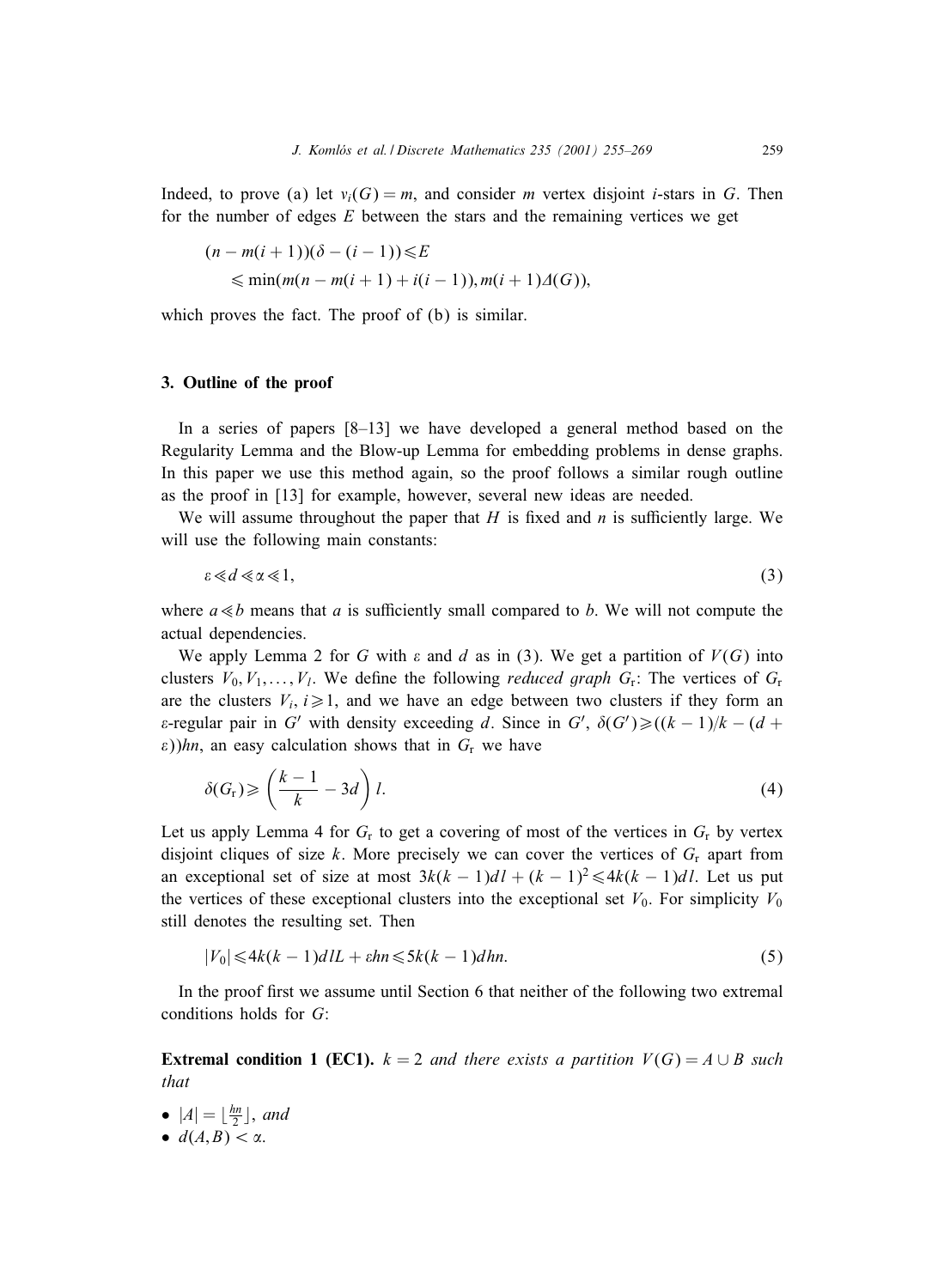Indeed, to prove (a) let $v_i(G) = m$, and consider $m$ vertex disjoint $i$-stars in $G$. Then for the number of edges $E$ between the stars and the remaining vertices we get

$$
\begin{aligned}
&(n - m(i+1))(\delta - (i-1)) \leqslant E \\
&\quad \leqslant \min(m(n - m(i+1) + i(i-1)), m(i+1)\Delta(G)),
\end{aligned}
$$

which proves the fact. The proof of (b) is similar.

## 3. Outline of the proof

In a series of papers [8–13] we have developed a general method based on the Regularity Lemma and the Blow-up Lemma for embedding problems in dense graphs. In this paper we use this method again, so the proof follows a similar rough outline as the proof in [13] for example, however, several new ideas are needed.

We will assume throughout the paper that $H$ is fixed and $n$ is sufficiently large. We will use the following main constants:

$$
\varepsilon \ll d \ll \alpha \ll 1, \tag{3}
$$

where $a \ll b$ means that $a$ is sufficiently small compared to $b$. We will not compute the actual dependencies.

We apply Lemma 2 for $G$ with $\varepsilon$ and $d$ as in (3). We get a partition of $V(G)$ into clusters $V_0, V_1, \ldots, V_l$. We define the following *reduced graph* $G_{\rm r}$: The vertices of $G_{\rm r}$ are the clusters $V_i$, $i \geqslant 1$, and we have an edge between two clusters if they form an $\varepsilon$-regular pair in $G'$ with density exceeding $d$. Since in $G'$, $\delta(G') \geqslant ((k-1)/k - (d + \varepsilon))hn$, an easy calculation shows that in $G_{\rm r}$ we have

$$
\delta(G_{\rm r}) \geqslant \left( \frac{k-1}{k} - 3d \right) l. \tag{4}
$$

Let us apply Lemma 4 for $G_{\rm r}$ to get a covering of most of the vertices in $G_{\rm r}$ by vertex disjoint cliques of size $k$. More precisely we can cover the vertices of $G_{\rm r}$ apart from an exceptional set of size at most $3k(k-1)dl + (k-1)^2 \leqslant 4k(k-1)dl$. Let us put the vertices of these exceptional clusters into the exceptional set $V_0$. For simplicity $V_0$ still denotes the resulting set. Then

$$
|V_0| \leqslant 4k(k-1)dlL + \varepsilon hn \leqslant 5k(k-1)dhn. \tag{5}
$$

In the proof first we assume until Section 6 that neither of the following two extremal conditions holds for $G$:

**Extremal condition 1 (EC1).** *$k = 2$ and there exists a partition $V(G) = A \cup B$ such that*

- $|A| = \lfloor \frac{hn}{2} \rfloor$, *and*
- $d(A, B) < \alpha$.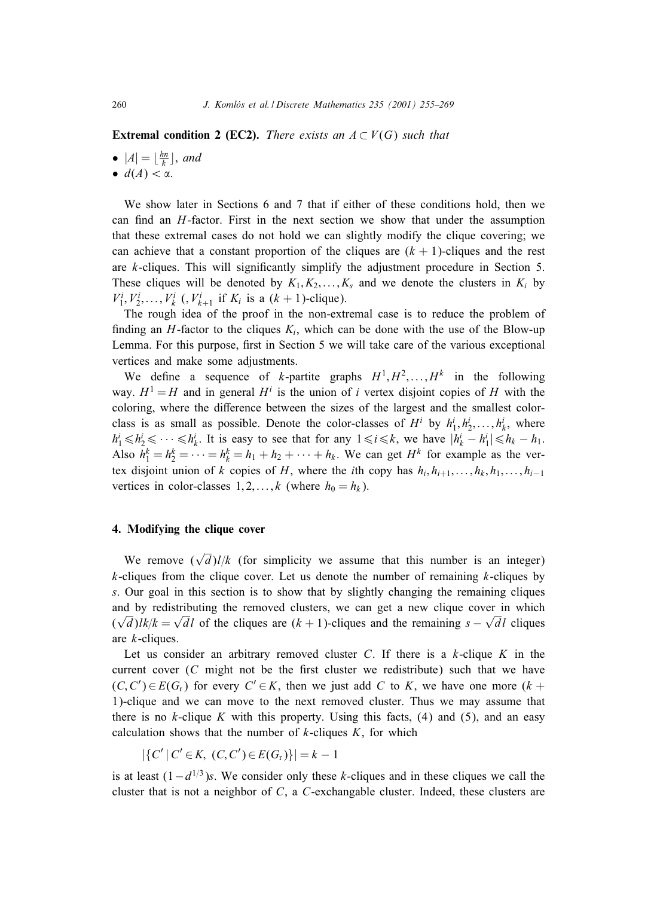**Extremal condition 2 (EC2).** *There exists an $A \subset V(G)$ such that*

- $|A| = \lfloor \frac{hn}{k} \rfloor$, *and*
- $d(A) < \alpha$.

We show later in Sections 6 and 7 that if either of these conditions hold, then we can find an $H$-factor. First in the next section we show that under the assumption that these extremal cases do not hold we can slightly modify the clique covering; we can achieve that a constant proportion of the cliques are $(k+1)$-cliques and the rest are $k$-cliques. This will significantly simplify the adjustment procedure in Section 5. These cliques will be denoted by $K_1, K_2, \ldots, K_s$ and we denote the clusters in $K_i$ by $V_1^i, V_2^i, \ldots, V_k^i$ ($, V_{k+1}^i$ if $K_i$ is a $(k+1)$-clique).

The rough idea of the proof in the non-extremal case is to reduce the problem of finding an $H$-factor to the cliques $K_i$, which can be done with the use of the Blow-up Lemma. For this purpose, first in Section 5 we will take care of the various exceptional vertices and make some adjustments.

We define a sequence of $k$-partite graphs $H^1, H^2, \ldots, H^k$ in the following way. $H^1 = H$ and in general $H^i$ is the union of $i$ vertex disjoint copies of $H$ with the coloring, where the difference between the sizes of the largest and the smallest color-class is as small as possible. Denote the color-classes of $H^i$ by $h_1^i, h_2^i, \ldots, h_k^i$, where $h_1^i \leqslant h_2^i \leqslant \cdots \leqslant h_k^i$. It is easy to see that for any $1 \leqslant i \leqslant k$, we have $|h_k^i - h_1^i| \leqslant h_k - h_1$. Also $h_1^k = h_2^k = \cdots = h_k^k = h_1 + h_2 + \cdots + h_k$. We can get $H^k$ for example as the vertex disjoint union of $k$ copies of $H$, where the $i$th copy has $h_i, h_{i+1}, \ldots, h_k, h_1, \ldots, h_{i-1}$ vertices in color-classes $1, 2, \ldots, k$ (where $h_0 = h_k$).

## 4. Modifying the clique cover

We remove $(\sqrt{d})l/k$ (for simplicity we assume that this number is an integer) $k$-cliques from the clique cover. Let us denote the number of remaining $k$-cliques by $s$. Our goal in this section is to show that by slightly changing the remaining cliques and by redistributing the removed clusters, we can get a new clique cover in which $(\sqrt{d})lk/k = \sqrt{d}l$ of the cliques are $(k+1)$-cliques and the remaining $s - \sqrt{d}l$ cliques are $k$-cliques.

Let us consider an arbitrary removed cluster $C$. If there is a $k$-clique $K$ in the current cover ($C$ might not be the first cluster we redistribute) such that we have $(C, C') \in E(G_r)$ for every $C' \in K$, then we just add $C$ to $K$, we have one more $(k+1)$-clique and we can move to the next removed cluster. Thus we may assume that there is no $k$-clique $K$ with this property. Using this facts, (4) and (5), and an easy calculation shows that the number of $k$-cliques $K$, for which

$$|\{C' \mid C' \in K,\ (C, C') \in E(G_r)\}| = k - 1$$

is at least $(1 - d^{1/3})s$. We consider only these $k$-cliques and in these cliques we call the cluster that is not a neighbor of $C$, a $C$-exchangable cluster. Indeed, these clusters are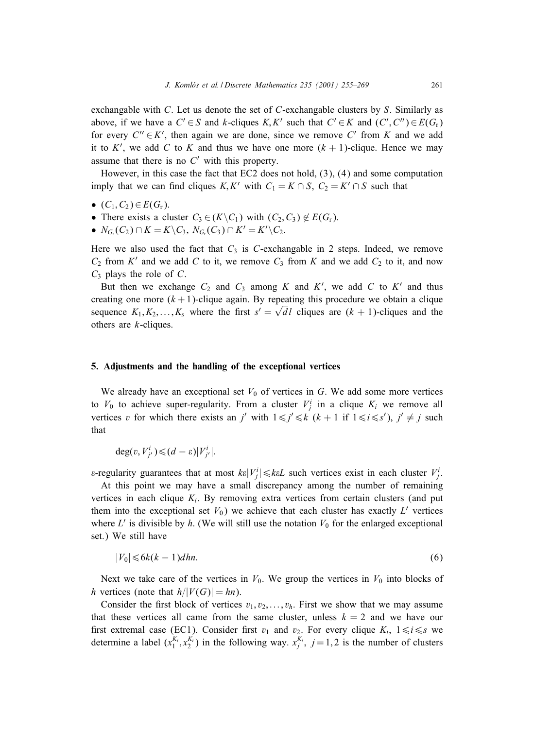exchangable with $C$. Let us denote the set of $C$-exchangable clusters by $S$. Similarly as above, if we have a $C' \in S$ and $k$-cliques $K, K'$ such that $C' \in K$ and $(C', C'') \in E(G_r)$ for every $C'' \in K'$, then again we are done, since we remove $C'$ from $K$ and we add it to $K'$, we add $C$ to $K$ and thus we have one more $(k+1)$-clique. Hence we may assume that there is no $C'$ with this property.

However, in this case the fact that EC2 does not hold, (3), (4) and some computation imply that we can find cliques $K, K'$ with $C_1 = K \cap S$, $C_2 = K' \cap S$ such that

- $(C_1, C_2) \in E(G_r)$.
- There exists a cluster $C_3 \in (K \setminus C_1)$ with $(C_2, C_3) \notin E(G_r)$.
- $N_{G_r}(C_2) \cap K = K \setminus C_3$, $N_{G_r}(C_3) \cap K' = K' \setminus C_2$.

Here we also used the fact that $C_3$ is $C$-exchangable in 2 steps. Indeed, we remove $C_2$ from $K'$ and we add $C$ to it, we remove $C_3$ from $K$ and we add $C_2$ to it, and now $C_3$ plays the role of $C$.

But then we exchange $C_2$ and $C_3$ among $K$ and $K'$, we add $C$ to $K'$ and thus creating one more $(k+1)$-clique again. By repeating this procedure we obtain a clique sequence $K_1, K_2, \ldots, K_s$ where the first $s' = \sqrt{d}\, l$ cliques are $(k+1)$-cliques and the others are $k$-cliques.

## 5. Adjustments and the handling of the exceptional vertices

We already have an exceptional set $V_0$ of vertices in $G$. We add some more vertices to $V_0$ to achieve super-regularity. From a cluster $V_j^i$ in a clique $K_i$ we remove all vertices $v$ for which there exists an $j'$ with $1 \leqslant j' \leqslant k$ ($k+1$ if $1 \leqslant i \leqslant s'$), $j' \neq j$ such that

$$\deg(v, V_{j'}^i) \leqslant (d - \varepsilon)|V_{j'}^i|.$$

$\varepsilon$-regularity guarantees that at most $k\varepsilon|V_j^i| \leqslant k\varepsilon L$ such vertices exist in each cluster $V_j^i$.

At this point we may have a small discrepancy among the number of remaining vertices in each clique $K_i$. By removing extra vertices from certain clusters (and put them into the exceptional set $V_0$) we achieve that each cluster has exactly $L'$ vertices where $L'$ is divisible by $h$. (We will still use the notation $V_0$ for the enlarged exceptional set.) We still have

$$|V_0| \leqslant 6k(k-1)dhn. \tag{6}$$

Next we take care of the vertices in $V_0$. We group the vertices in $V_0$ into blocks of $h$ vertices (note that $h/|V(G)| = hn$).

Consider the first block of vertices $v_1, v_2, \ldots, v_h$. First we show that we may assume that these vertices all came from the same cluster, unless $k = 2$ and we have our first extremal case (EC1). Consider first $v_1$ and $v_2$. For every clique $K_i$, $1 \leqslant i \leqslant s$ we determine a label $(x_1^{K_i}, x_2^{K_i})$ in the following way. $x_j^{K_i}$, $j = 1, 2$ is the number of clusters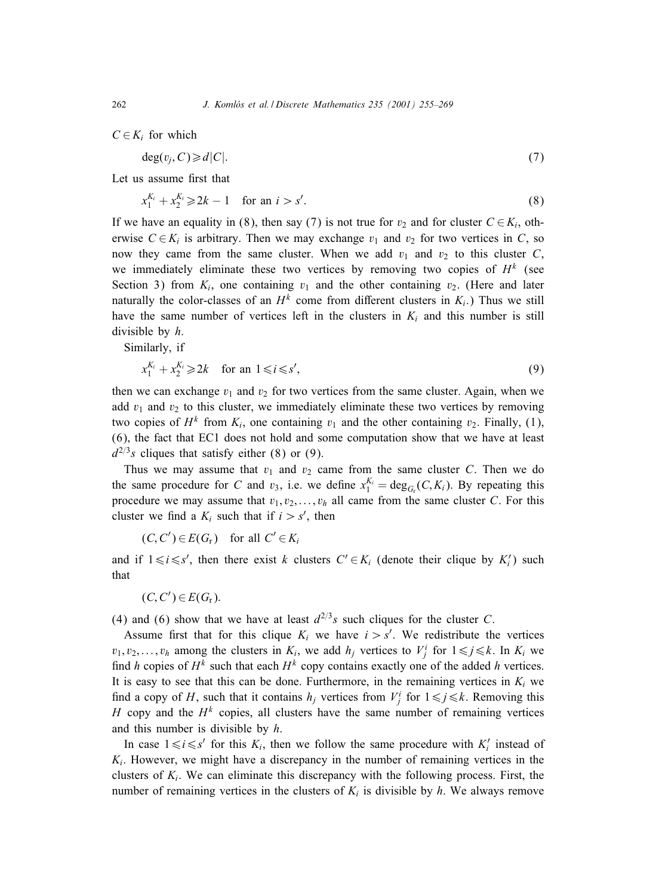$C \in K_i$ for which

$$\deg(v_j, C) \geqslant d|C|. \tag{7}$$

Let us assume first that

$$x_1^{K_i} + x_2^{K_i} \geqslant 2k - 1 \quad \text{for an } i > s'. \tag{8}$$

If we have an equality in (8), then say (7) is not true for $v_2$ and for cluster $C \in K_i$, otherwise $C \in K_i$ is arbitrary. Then we may exchange $v_1$ and $v_2$ for two vertices in $C$, so now they came from the same cluster. When we add $v_1$ and $v_2$ to this cluster $C$, we immediately eliminate these two vertices by removing two copies of $H^k$ (see Section 3) from $K_i$, one containing $v_1$ and the other containing $v_2$. (Here and later naturally the color-classes of an $H^k$ come from different clusters in $K_i$.) Thus we still have the same number of vertices left in the clusters in $K_i$ and this number is still divisible by $h$.

Similarly, if

$$x_1^{K_i} + x_2^{K_i} \geqslant 2k \quad \text{for an } 1 \leqslant i \leqslant s', \tag{9}$$

then we can exchange $v_1$ and $v_2$ for two vertices from the same cluster. Again, when we add $v_1$ and $v_2$ to this cluster, we immediately eliminate these two vertices by removing two copies of $H^k$ from $K_i$, one containing $v_1$ and the other containing $v_2$. Finally, (1), (6), the fact that EC1 does not hold and some computation show that we have at least $d^{2/3}s$ cliques that satisfy either (8) or (9).

Thus we may assume that $v_1$ and $v_2$ came from the same cluster $C$. Then we do the same procedure for $C$ and $v_3$, i.e. we define $x_1^{K_i} = \deg_{G_r}(C, K_i)$. By repeating this procedure we may assume that $v_1, v_2, \ldots, v_h$ all came from the same cluster $C$. For this cluster we find a $K_i$ such that if $i > s'$, then

$$(C, C') \in E(G_r) \quad \text{for all } C' \in K_i$$

and if $1 \leqslant i \leqslant s'$, then there exist $k$ clusters $C' \in K_i$ (denote their clique by $K_i'$) such that

$$(C, C') \in E(G_r).$$

(4) and (6) show that we have at least $d^{2/3}s$ such cliques for the cluster $C$.

Assume first that for this clique $K_i$ we have $i > s'$. We redistribute the vertices $v_1, v_2, \ldots, v_h$ among the clusters in $K_i$, we add $h_j$ vertices to $V_j^i$ for $1 \leqslant j \leqslant k$. In $K_i$ we find $h$ copies of $H^k$ such that each $H^k$ copy contains exactly one of the added $h$ vertices. It is easy to see that this can be done. Furthermore, in the remaining vertices in $K_i$ we find a copy of $H$, such that it contains $h_j$ vertices from $V_j^i$ for $1 \leqslant j \leqslant k$. Removing this $H$ copy and the $H^k$ copies, all clusters have the same number of remaining vertices and this number is divisible by $h$.

In case $1 \leqslant i \leqslant s'$ for this $K_i$, then we follow the same procedure with $K_i'$ instead of $K_i$. However, we might have a discrepancy in the number of remaining vertices in the clusters of $K_i$. We can eliminate this discrepancy with the following process. First, the number of remaining vertices in the clusters of $K_i$ is divisible by $h$. We always remove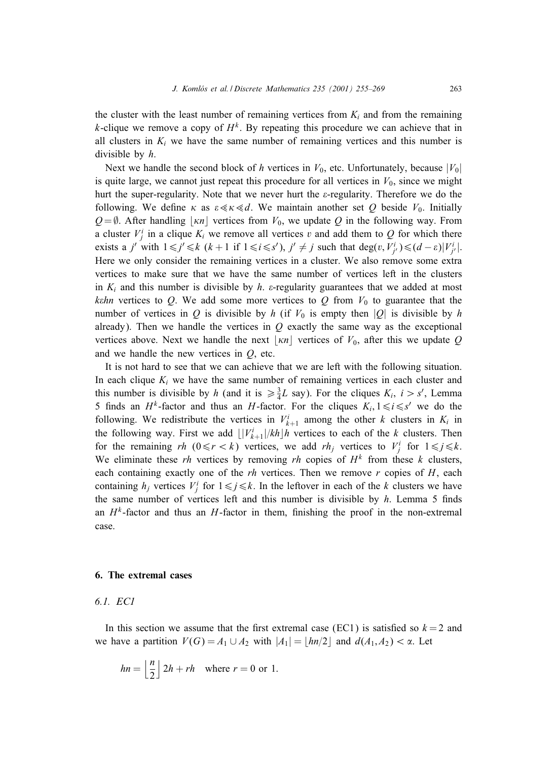the cluster with the least number of remaining vertices from $K_i$ and from the remaining $k$-clique we remove a copy of $H^k$. By repeating this procedure we can achieve that in all clusters in $K_i$ we have the same number of remaining vertices and this number is divisible by $h$.

Next we handle the second block of $h$ vertices in $V_0$, etc. Unfortunately, because $|V_0|$ is quite large, we cannot just repeat this procedure for all vertices in $V_0$, since we might hurt the super-regularity. Note that we never hurt the $\varepsilon$-regularity. Therefore we do the following. We define $\kappa$ as $\varepsilon \ll \kappa \ll d$. We maintain another set $Q$ beside $V_0$. Initially $Q = \emptyset$. After handling $\lfloor \kappa n \rfloor$ vertices from $V_0$, we update $Q$ in the following way. From a cluster $V_j^i$ in a clique $K_i$ we remove all vertices $v$ and add them to $Q$ for which there exists a $j'$ with $1 \leqslant j' \leqslant k$ ($k+1$ if $1 \leqslant i \leqslant s'$), $j' \neq j$ such that $\deg(v, V_{j'}^i) \leqslant (d-\varepsilon)|V_{j'}^i|$. Here we only consider the remaining vertices in a cluster. We also remove some extra vertices to make sure that we have the same number of vertices left in the clusters in $K_i$ and this number is divisible by $h$. $\varepsilon$-regularity guarantees that we added at most $k\varepsilon hn$ vertices to $Q$. We add some more vertices to $Q$ from $V_0$ to guarantee that the number of vertices in $Q$ is divisible by $h$ (if $V_0$ is empty then $|Q|$ is divisible by $h$ already). Then we handle the vertices in $Q$ exactly the same way as the exceptional vertices above. Next we handle the next $\lfloor \kappa n \rfloor$ vertices of $V_0$, after this we update $Q$ and we handle the new vertices in $Q$, etc.

It is not hard to see that we can achieve that we are left with the following situation. In each clique $K_i$ we have the same number of remaining vertices in each cluster and this number is divisible by $h$ (and it is $\geqslant \frac{3}{4}L$ say). For the cliques $K_i$, $i > s'$, Lemma 5 finds an $H^k$-factor and thus an $H$-factor. For the cliques $K_i, 1 \leqslant i \leqslant s'$ we do the following. We redistribute the vertices in $V_{k+1}^i$ among the other $k$ clusters in $K_i$ in the following way. First we add $\lfloor |V_{k+1}^i|/kh \rfloor h$ vertices to each of the $k$ clusters. Then for the remaining $rh$ $(0 \leqslant r < k)$ vertices, we add $rh_j$ vertices to $V_j^i$ for $1 \leqslant j \leqslant k$. We eliminate these $rh$ vertices by removing $rh$ copies of $H^k$ from these $k$ clusters, each containing exactly one of the $rh$ vertices. Then we remove $r$ copies of $H$, each containing $h_j$ vertices $V_j^i$ for $1 \leqslant j \leqslant k$. In the leftover in each of the $k$ clusters we have the same number of vertices left and this number is divisible by $h$. Lemma 5 finds an $H^k$-factor and thus an $H$-factor in them, finishing the proof in the non-extremal case.

## 6. The extremal cases

### 6.1. EC1

In this section we assume that the first extremal case (EC1) is satisfied so $k = 2$ and we have a partition $V(G) = A_1 \cup A_2$ with $|A_1| = \lfloor hn/2 \rfloor$ and $d(A_1, A_2) < \alpha$. Let

$$hn = \left\lfloor \frac{n}{2} \right\rfloor 2h + rh \quad \text{where } r = 0 \text{ or } 1.$$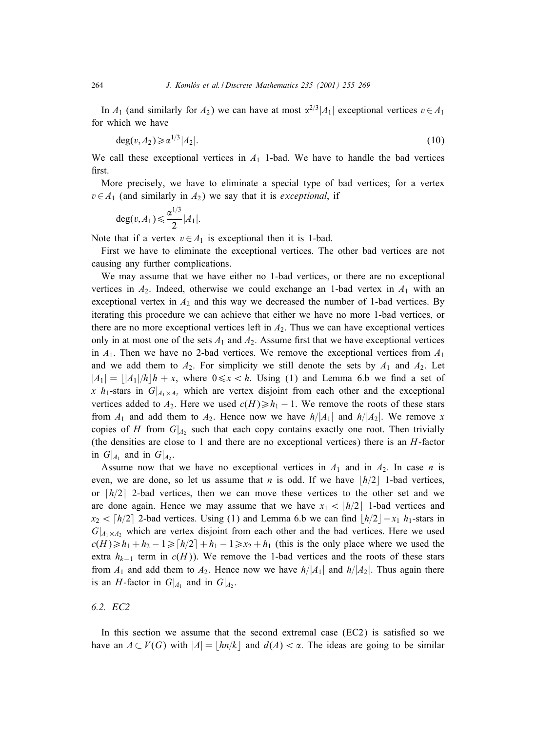In $A_1$ (and similarly for $A_2$) we can have at most $\alpha^{2/3}|A_1|$ exceptional vertices $v \in A_1$ for which we have

$$\deg(v, A_2) \geqslant \alpha^{1/3}|A_2|. \tag{10}$$

We call these exceptional vertices in $A_1$ 1-bad. We have to handle the bad vertices first.

More precisely, we have to eliminate a special type of bad vertices; for a vertex $v \in A_1$ (and similarly in $A_2$) we say that it is *exceptional*, if

$$\deg(v, A_1) \leqslant \frac{\alpha^{1/3}}{2}|A_1|.$$

Note that if a vertex $v \in A_1$ is exceptional then it is 1-bad.

First we have to eliminate the exceptional vertices. The other bad vertices are not causing any further complications.

We may assume that we have either no 1-bad vertices, or there are no exceptional vertices in $A_2$. Indeed, otherwise we could exchange an 1-bad vertex in $A_1$ with an exceptional vertex in $A_2$ and this way we decreased the number of 1-bad vertices. By iterating this procedure we can achieve that either we have no more 1-bad vertices, or there are no more exceptional vertices left in $A_2$. Thus we can have exceptional vertices only in at most one of the sets $A_1$ and $A_2$. Assume first that we have exceptional vertices in $A_1$. Then we have no 2-bad vertices. We remove the exceptional vertices from $A_1$ and we add them to $A_2$. For simplicity we still denote the sets by $A_1$ and $A_2$. Let $|A_1| = \lfloor |A_1|/h \rfloor h + x$, where $0 \leqslant x < h$. Using (1) and Lemma 6.b we find a set of $x$ $h_1$-stars in $G|_{A_1 \times A_2}$ which are vertex disjoint from each other and the exceptional vertices added to $A_2$. Here we used $c(H) \geqslant h_1 - 1$. We remove the roots of these stars from $A_1$ and add them to $A_2$. Hence now we have $h/|A_1|$ and $h/|A_2|$. We remove $x$ copies of $H$ from $G|_{A_2}$ such that each copy contains exactly one root. Then trivially (the densities are close to 1 and there are no exceptional vertices) there is an $H$-factor in $G|_{A_1}$ and in $G|_{A_2}$.

Assume now that we have no exceptional vertices in $A_1$ and in $A_2$. In case $n$ is even, we are done, so let us assume that $n$ is odd. If we have $\lfloor h/2 \rfloor$ 1-bad vertices, or $\lceil h/2 \rceil$ 2-bad vertices, then we can move these vertices to the other set and we are done again. Hence we may assume that we have $x_1 < \lfloor h/2 \rfloor$ 1-bad vertices and $x_2 < \lceil h/2 \rceil$ 2-bad vertices. Using (1) and Lemma 6.b we can find $\lfloor h/2 \rfloor - x_1$ $h_1$-stars in $G|_{A_1 \times A_2}$ which are vertex disjoint from each other and the bad vertices. Here we used $c(H) \geqslant h_1 + h_2 - 1 \geqslant \lceil h/2 \rceil + h_1 - 1 \geqslant x_2 + h_1$ (this is the only place where we used the extra $h_{k-1}$ term in $c(H)$). We remove the 1-bad vertices and the roots of these stars from $A_1$ and add them to $A_2$. Hence now we have $h/|A_1|$ and $h/|A_2|$. Thus again there is an $H$-factor in $G|_{A_1}$ and in $G|_{A_2}$.

### 6.2. EC2

In this section we assume that the second extremal case (EC2) is satisfied so we have an $A \subset V(G)$ with $|A| = \lfloor hn/k \rfloor$ and $d(A) < \alpha$. The ideas are going to be similar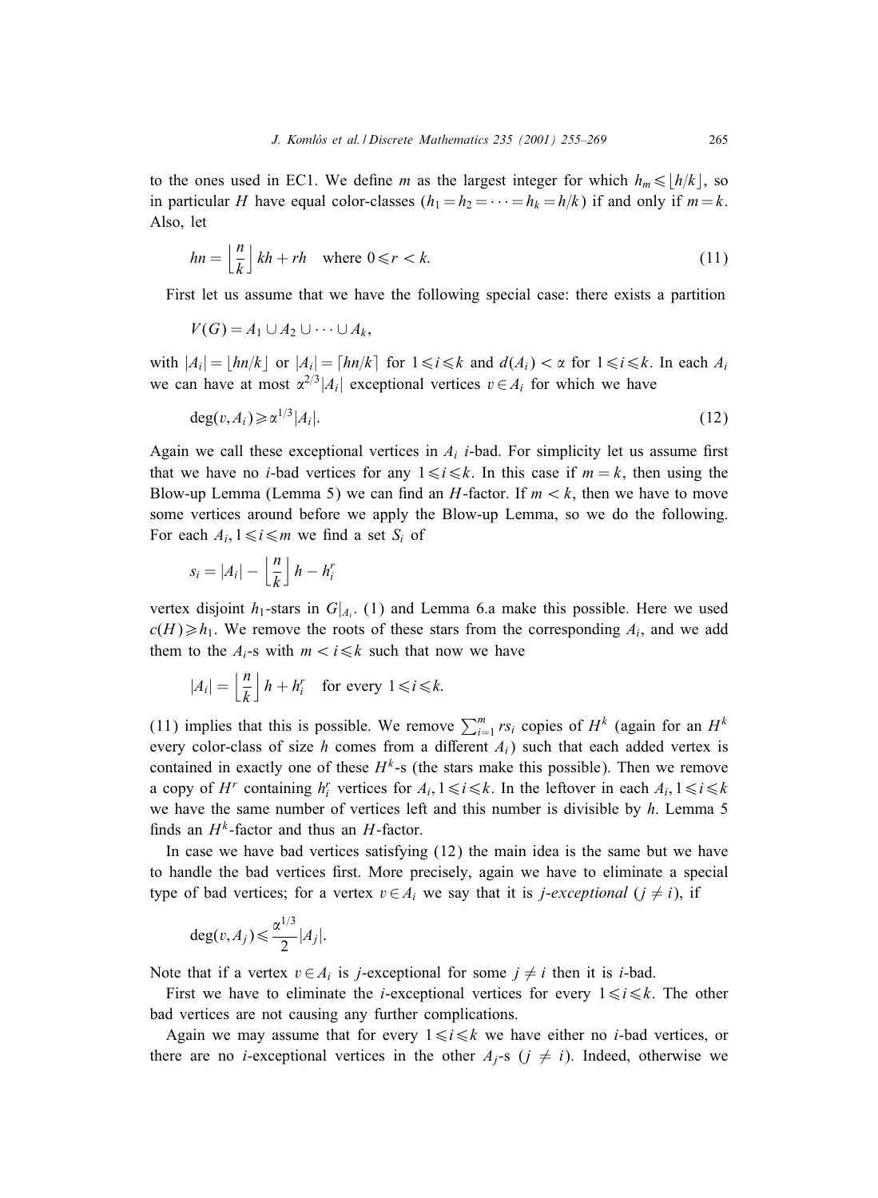to the ones used in EC1. We define $m$ as the largest integer for which $h_m \leqslant \lfloor h/k \rfloor$, so in particular $H$ have equal color-classes ($h_1 = h_2 = \cdots = h_k = h/k$) if and only if $m = k$. Also, let

$$hn = \left\lfloor \frac{n}{k} \right\rfloor kh + rh \quad \text{where } 0 \leqslant r < k. \tag{11}$$

First let us assume that we have the following special case: there exists a partition

$$V(G) = A_1 \cup A_2 \cup \cdots \cup A_k,$$

with $|A_i| = \lfloor hn/k \rfloor$ or $|A_i| = \lceil hn/k \rceil$ for $1 \leqslant i \leqslant k$ and $d(A_i) < \alpha$ for $1 \leqslant i \leqslant k$. In each $A_i$ we can have at most $\alpha^{2/3}|A_i|$ exceptional vertices $v \in A_i$ for which we have

$$\deg(v, A_i) \geqslant \alpha^{1/3}|A_i|. \tag{12}$$

Again we call these exceptional vertices in $A_i$ $i$-bad. For simplicity let us assume first that we have no $i$-bad vertices for any $1 \leqslant i \leqslant k$. In this case if $m = k$, then using the Blow-up Lemma (Lemma 5) we can find an $H$-factor. If $m < k$, then we have to move some vertices around before we apply the Blow-up Lemma, so we do the following. For each $A_i, 1 \leqslant i \leqslant m$ we find a set $S_i$ of

$$s_i = |A_i| - \left\lfloor \frac{n}{k} \right\rfloor h - h_i^r$$

vertex disjoint $h_1$-stars in $G|_{A_i}$. (1) and Lemma 6.a make this possible. Here we used $c(H) \geqslant h_1$. We remove the roots of these stars from the corresponding $A_i$, and we add them to the $A_i$-s with $m < i \leqslant k$ such that now we have

$$|A_i| = \left\lfloor \frac{n}{k} \right\rfloor h + h_i^r \quad \text{for every } 1 \leqslant i \leqslant k.$$

(11) implies that this is possible. We remove $\sum_{i=1}^{m} rs_i$ copies of $H^k$ (again for an $H^k$ every color-class of size $h$ comes from a different $A_i$) such that each added vertex is contained in exactly one of these $H^k$-s (the stars make this possible). Then we remove a copy of $H^r$ containing $h_i^r$ vertices for $A_i, 1 \leqslant i \leqslant k$. In the leftover in each $A_i, 1 \leqslant i \leqslant k$ we have the same number of vertices left and this number is divisible by $h$. Lemma 5 finds an $H^k$-factor and thus an $H$-factor.

In case we have bad vertices satisfying (12) the main idea is the same but we have to handle the bad vertices first. More precisely, again we have to eliminate a special type of bad vertices; for a vertex $v \in A_i$ we say that it is *$j$-exceptional* ($j \neq i$), if

$$\deg(v, A_j) \leqslant \frac{\alpha^{1/3}}{2}|A_j|.$$

Note that if a vertex $v \in A_i$ is $j$-exceptional for some $j \neq i$ then it is $i$-bad.

First we have to eliminate the $i$-exceptional vertices for every $1 \leqslant i \leqslant k$. The other bad vertices are not causing any further complications.

Again we may assume that for every $1 \leqslant i \leqslant k$ we have either no $i$-bad vertices, or there are no $i$-exceptional vertices in the other $A_j$-s ($j \neq i$). Indeed, otherwise we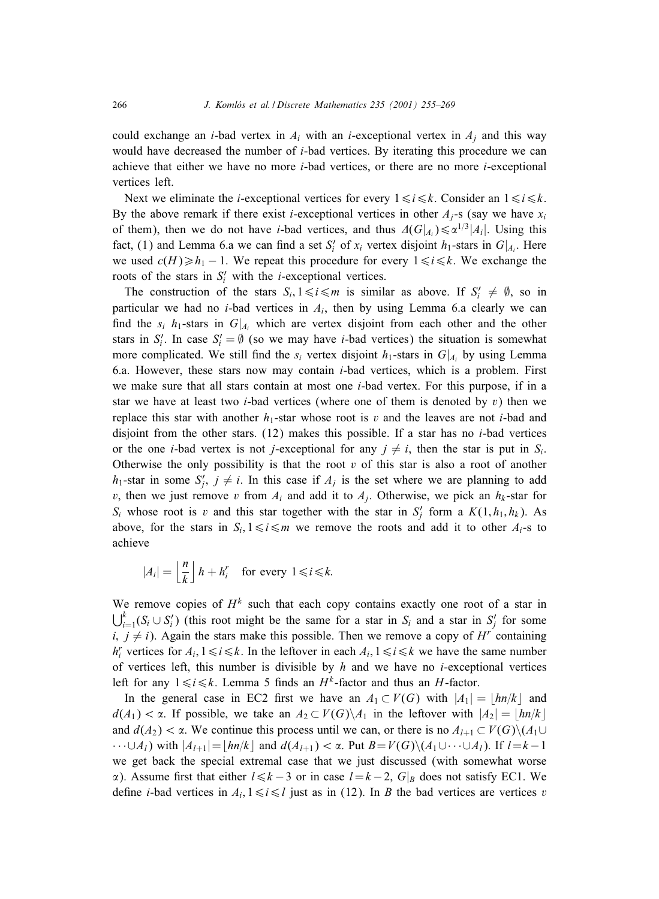could exchange an $i$-bad vertex in $A_i$ with an $i$-exceptional vertex in $A_j$ and this way would have decreased the number of $i$-bad vertices. By iterating this procedure we can achieve that either we have no more $i$-bad vertices, or there are no more $i$-exceptional vertices left.

Next we eliminate the $i$-exceptional vertices for every $1 \leqslant i \leqslant k$. Consider an $1 \leqslant i \leqslant k$. By the above remark if there exist $i$-exceptional vertices in other $A_j$-s (say we have $x_i$ of them), then we do not have $i$-bad vertices, and thus $\Delta(G|_{A_i}) \leqslant \alpha^{1/3}|A_i|$. Using this fact, (1) and Lemma 6.a we can find a set $S_i'$ of $x_i$ vertex disjoint $h_1$-stars in $G|_{A_i}$. Here we used $c(H) \geqslant h_1 - 1$. We repeat this procedure for every $1 \leqslant i \leqslant k$. We exchange the roots of the stars in $S_i'$ with the $i$-exceptional vertices.

The construction of the stars $S_i, 1 \leqslant i \leqslant m$ is similar as above. If $S_i' \neq \emptyset$, so in particular we had no $i$-bad vertices in $A_i$, then by using Lemma 6.a clearly we can find the $s_i$ $h_1$-stars in $G|_{A_i}$ which are vertex disjoint from each other and the other stars in $S_i'$. In case $S_i' = \emptyset$ (so we may have $i$-bad vertices) the situation is somewhat more complicated. We still find the $s_i$ vertex disjoint $h_1$-stars in $G|_{A_i}$ by using Lemma 6.a. However, these stars now may contain $i$-bad vertices, which is a problem. First we make sure that all stars contain at most one $i$-bad vertex. For this purpose, if in a star we have at least two $i$-bad vertices (where one of them is denoted by $v$) then we replace this star with another $h_1$-star whose root is $v$ and the leaves are not $i$-bad and disjoint from the other stars. (12) makes this possible. If a star has no $i$-bad vertices or the one $i$-bad vertex is not $j$-exceptional for any $j \neq i$, then the star is put in $S_i$. Otherwise the only possibility is that the root $v$ of this star is also a root of another $h_1$-star in some $S_j'$, $j \neq i$. In this case if $A_j$ is the set where we are planning to add $v$, then we just remove $v$ from $A_i$ and add it to $A_j$. Otherwise, we pick an $h_k$-star for $S_i$ whose root is $v$ and this star together with the star in $S_j'$ form a $K(1, h_1, h_k)$. As above, for the stars in $S_i, 1 \leqslant i \leqslant m$ we remove the roots and add it to other $A_i$-s to achieve

$$|A_i| = \left\lfloor \frac{n}{k} \right\rfloor h + h_i^r \quad \text{for every } 1 \leqslant i \leqslant k.$$

We remove copies of $H^k$ such that each copy contains exactly one root of a star in $\bigcup_{i=1}^{k}(S_i \cup S_i')$ (this root might be the same for a star in $S_i$ and a star in $S_j'$ for some $i$, $j \neq i$). Again the stars make this possible. Then we remove a copy of $H^r$ containing $h_i^r$ vertices for $A_i, 1 \leqslant i \leqslant k$. In the leftover in each $A_i, 1 \leqslant i \leqslant k$ we have the same number of vertices left, this number is divisible by $h$ and we have no $i$-exceptional vertices left for any $1 \leqslant i \leqslant k$. Lemma 5 finds an $H^k$-factor and thus an $H$-factor.

In the general case in EC2 first we have an $A_1 \subset V(G)$ with $|A_1| = \lfloor hn/k \rfloor$ and $d(A_1) < \alpha$. If possible, we take an $A_2 \subset V(G) \backslash A_1$ in the leftover with $|A_2| = \lfloor hn/k \rfloor$ and $d(A_2) < \alpha$. We continue this process until we can, or there is no $A_{l+1} \subset V(G) \backslash (A_1 \cup \cdots \cup A_l)$ with $|A_{l+1}| = \lfloor hn/k \rfloor$ and $d(A_{l+1}) < \alpha$. Put $B = V(G) \backslash (A_1 \cup \cdots \cup A_l)$. If $l = k-1$ we get back the special extremal case that we just discussed (with somewhat worse $\alpha$). Assume first that either $l \leqslant k-3$ or in case $l = k-2$, $G|_B$ does not satisfy EC1. We define $i$-bad vertices in $A_i, 1 \leqslant i \leqslant l$ just as in (12). In $B$ the bad vertices are vertices $v$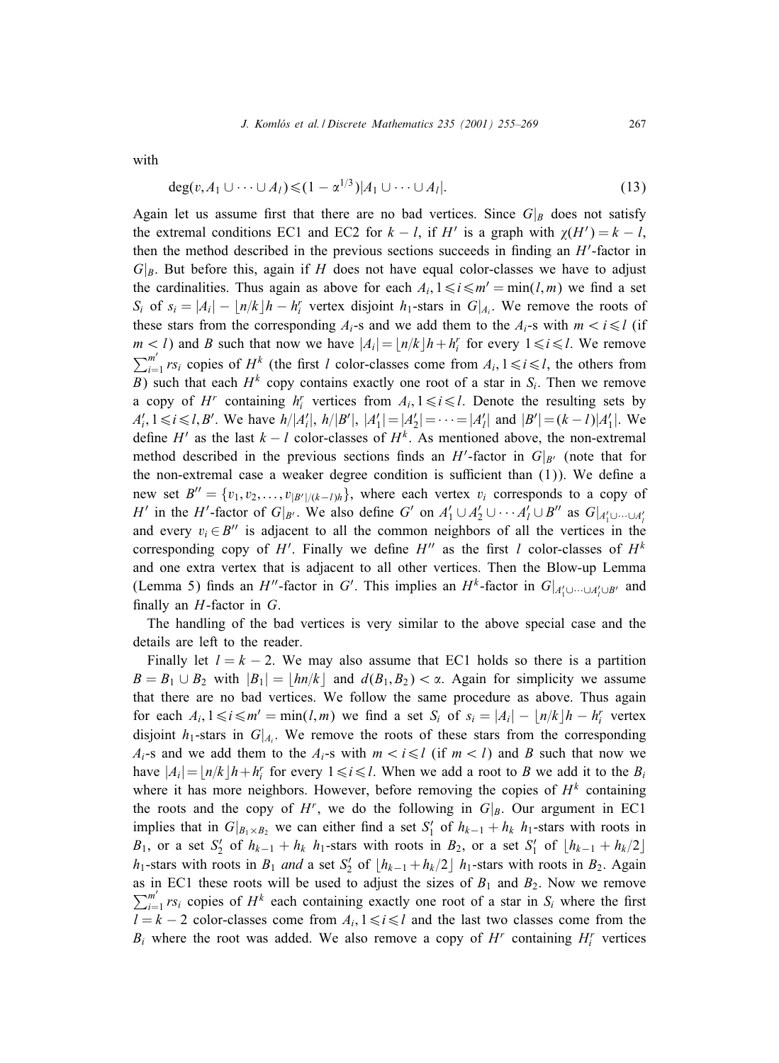with

$$\deg(v, A_1 \cup \cdots \cup A_l) \leqslant (1 - \alpha^{1/3})|A_1 \cup \cdots \cup A_l|. \tag{13}$$

Again let us assume first that there are no bad vertices. Since $G|_B$ does not satisfy the extremal conditions EC1 and EC2 for $k - l$, if $H'$ is a graph with $\chi(H') = k - l$, then the method described in the previous sections succeeds in finding an $H'$-factor in $G|_B$. But before this, again if $H$ does not have equal color-classes we have to adjust the cardinalities. Thus again as above for each $A_i, 1 \leqslant i \leqslant m' = \min(l, m)$ we find a set $S_i$ of $s_i = |A_i| - \lfloor n/k \rfloor h - h_i^r$ vertex disjoint $h_1$-stars in $G|_{A_i}$. We remove the roots of these stars from the corresponding $A_i$-s and we add them to the $A_i$-s with $m < i \leqslant l$ (if $m < l$) and $B$ such that now we have $|A_i| = \lfloor n/k \rfloor h + h_i^r$ for every $1 \leqslant i \leqslant l$. We remove $\sum_{i=1}^{m'} rs_i$ copies of $H^k$ (the first $l$ color-classes come from $A_i, 1 \leqslant i \leqslant l$, the others from $B$) such that each $H^k$ copy contains exactly one root of a star in $S_i$. Then we remove a copy of $H^r$ containing $h_i^r$ vertices from $A_i, 1 \leqslant i \leqslant l$. Denote the resulting sets by $A_i', 1 \leqslant i \leqslant l, B'$. We have $h/|A_i'|$, $h/|B'|$, $|A_1'| = |A_2'| = \cdots = |A_l'|$ and $|B'| = (k - l)|A_1'|$. We define $H'$ as the last $k - l$ color-classes of $H^k$. As mentioned above, the non-extremal method described in the previous sections finds an $H'$-factor in $G|_{B'}$ (note that for the non-extremal case a weaker degree condition is sufficient than (1)). We define a new set $B'' = \{v_1, v_2, \ldots, v_{|B'|/(k-l)h}\}$, where each vertex $v_i$ corresponds to a copy of $H'$ in the $H'$-factor of $G|_{B'}$. We also define $G'$ on $A_1' \cup A_2' \cup \cdots A_l' \cup B''$ as $G|_{A_1' \cup \cdots \cup A_l'}$ and every $v_i \in B''$ is adjacent to all the common neighbors of all the vertices in the corresponding copy of $H'$. Finally we define $H''$ as the first $l$ color-classes of $H^k$ and one extra vertex that is adjacent to all other vertices. Then the Blow-up Lemma (Lemma 5) finds an $H''$-factor in $G'$. This implies an $H^k$-factor in $G|_{A_1' \cup \cdots \cup A_l' \cup B'}$ and finally an $H$-factor in $G$.

The handling of the bad vertices is very similar to the above special case and the details are left to the reader.

Finally let $l = k - 2$. We may also assume that EC1 holds so there is a partition $B = B_1 \cup B_2$ with $|B_1| = \lfloor hn/k \rfloor$ and $d(B_1, B_2) < \alpha$. Again for simplicity we assume that there are no bad vertices. We follow the same procedure as above. Thus again for each $A_i, 1 \leqslant i \leqslant m' = \min(l, m)$ we find a set $S_i$ of $s_i = |A_i| - \lfloor n/k \rfloor h - h_i^r$ vertex disjoint $h_1$-stars in $G|_{A_i}$. We remove the roots of these stars from the corresponding $A_i$-s and we add them to the $A_i$-s with $m < i \leqslant l$ (if $m < l$) and $B$ such that now we have $|A_i| = \lfloor n/k \rfloor h + h_i^r$ for every $1 \leqslant i \leqslant l$. When we add a root to $B$ we add it to the $B_i$ where it has more neighbors. However, before removing the copies of $H^k$ containing the roots and the copy of $H^r$, we do the following in $G|_B$. Our argument in EC1 implies that in $G|_{B_1 \times B_2}$ we can either find a set $S_1'$ of $h_{k-1} + h_k$ $h_1$-stars with roots in $B_1$, or a set $S_2'$ of $h_{k-1} + h_k$ $h_1$-stars with roots in $B_2$, or a set $S_1'$ of $\lfloor h_{k-1} + h_k/2 \rfloor$ $h_1$-stars with roots in $B_1$ *and* a set $S_2'$ of $\lfloor h_{k-1} + h_k/2 \rfloor$ $h_1$-stars with roots in $B_2$. Again as in EC1 these roots will be used to adjust the sizes of $B_1$ and $B_2$. Now we remove $\sum_{i=1}^{m'} rs_i$ copies of $H^k$ each containing exactly one root of a star in $S_i$ where the first $l = k - 2$ color-classes come from $A_i, 1 \leqslant i \leqslant l$ and the last two classes come from the $B_i$ where the root was added. We also remove a copy of $H^r$ containing $H_i^r$ vertices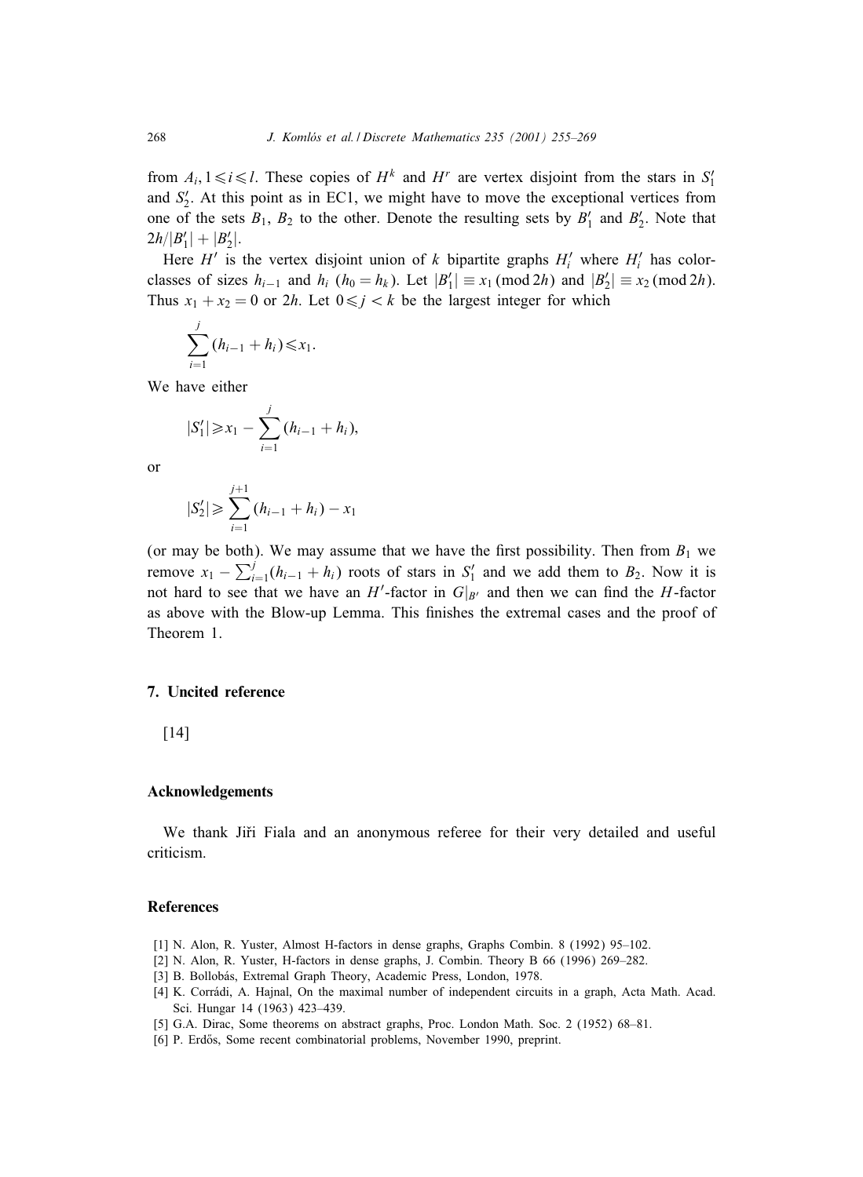from $A_i, 1 \leqslant i \leqslant l$. These copies of $H^k$ and $H^r$ are vertex disjoint from the stars in $S_1'$ and $S_2'$. At this point as in EC1, we might have to move the exceptional vertices from one of the sets $B_1$, $B_2$ to the other. Denote the resulting sets by $B_1'$ and $B_2'$. Note that $2h/|B_1'| + |B_2'|$.

Here $H'$ is the vertex disjoint union of $k$ bipartite graphs $H_i'$ where $H_i'$ has color-classes of sizes $h_{i-1}$ and $h_i$ ($h_0 = h_k$). Let $|B_1'| \equiv x_1 \pmod{2h}$ and $|B_2'| \equiv x_2 \pmod{2h}$. Thus $x_1 + x_2 = 0$ or $2h$. Let $0 \leqslant j < k$ be the largest integer for which

$$\sum_{i=1}^{j} (h_{i-1} + h_i) \leqslant x_1.$$

We have either

$$|S_1'| \geqslant x_1 - \sum_{i=1}^{j} (h_{i-1} + h_i),$$

or

$$|S_2'| \geqslant \sum_{i=1}^{j+1} (h_{i-1} + h_i) - x_1$$

(or may be both). We may assume that we have the first possibility. Then from $B_1$ we remove $x_1 - \sum_{i=1}^{j} (h_{i-1} + h_i)$ roots of stars in $S_1'$ and we add them to $B_2$. Now it is not hard to see that we have an $H'$-factor in $G|_{B'}$ and then we can find the $H$-factor as above with the Blow-up Lemma. This finishes the extremal cases and the proof of Theorem 1.

## 7. Uncited reference

[14]

## Acknowledgements

We thank Jiři Fiala and an anonymous referee for their very detailed and useful criticism.

## References

[1] N. Alon, R. Yuster, Almost H-factors in dense graphs, Graphs Combin. 8 (1992) 95–102.

[2] N. Alon, R. Yuster, H-factors in dense graphs, J. Combin. Theory B 66 (1996) 269–282.

[3] B. Bollobás, Extremal Graph Theory, Academic Press, London, 1978.

[4] K. Corrádi, A. Hajnal, On the maximal number of independent circuits in a graph, Acta Math. Acad. Sci. Hungar 14 (1963) 423–439.

[5] G.A. Dirac, Some theorems on abstract graphs, Proc. London Math. Soc. 2 (1952) 68–81.

[6] P. Erdős, Some recent combinatorial problems, November 1990, preprint.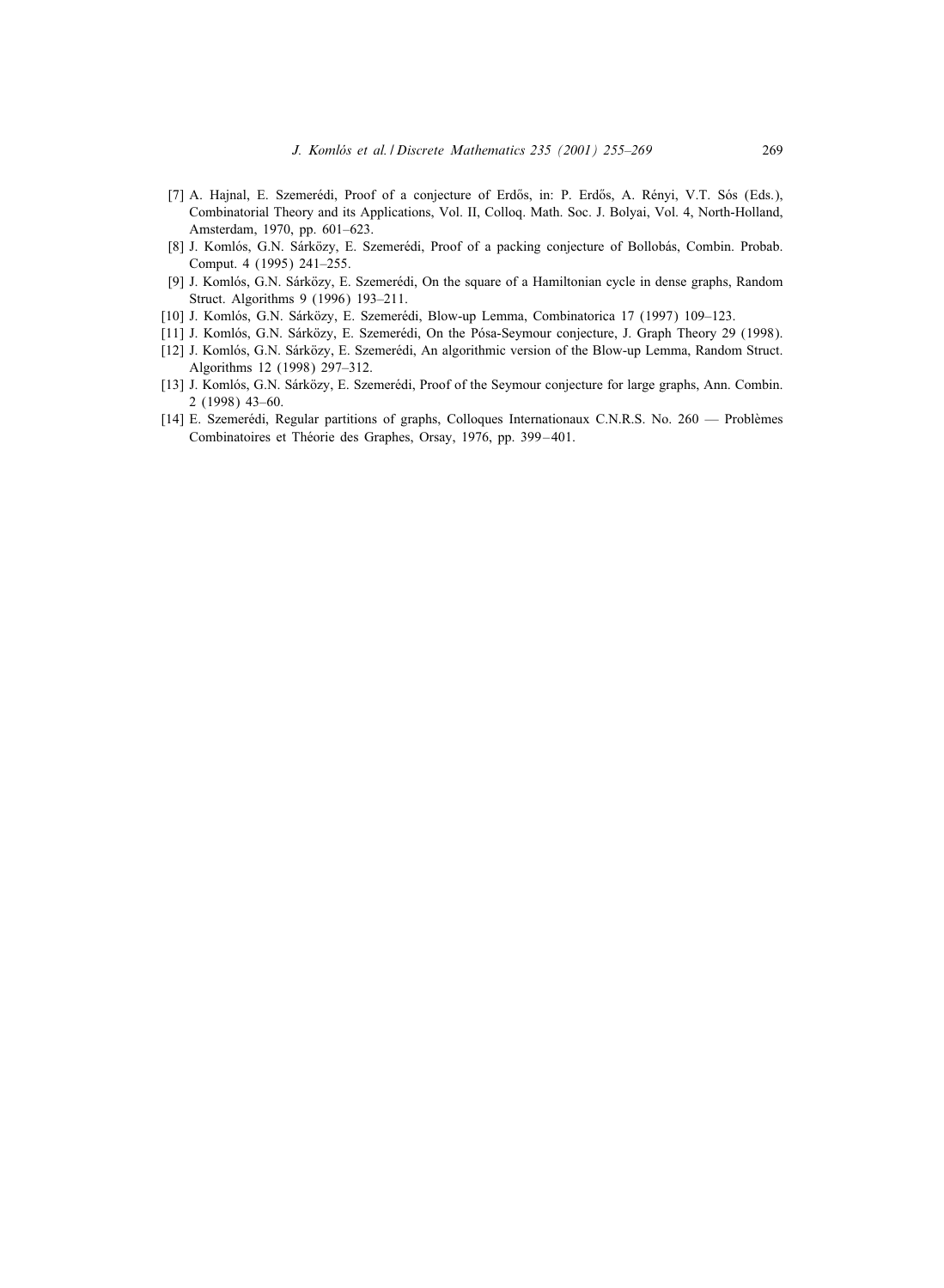[7] A. Hajnal, E. Szemerédi, Proof of a conjecture of Erdős, in: P. Erdős, A. Rényi, V.T. Sós (Eds.), Combinatorial Theory and its Applications, Vol. II, Colloq. Math. Soc. J. Bolyai, Vol. 4, North-Holland, Amsterdam, 1970, pp. 601–623.

[8] J. Komlós, G.N. Sárközy, E. Szemerédi, Proof of a packing conjecture of Bollobás, Combin. Probab. Comput. 4 (1995) 241–255.

[9] J. Komlós, G.N. Sárközy, E. Szemerédi, On the square of a Hamiltonian cycle in dense graphs, Random Struct. Algorithms 9 (1996) 193–211.

[10] J. Komlós, G.N. Sárközy, E. Szemerédi, Blow-up Lemma, Combinatorica 17 (1997) 109–123.

[11] J. Komlós, G.N. Sárközy, E. Szemerédi, On the Pósa-Seymour conjecture, J. Graph Theory 29 (1998).

[12] J. Komlós, G.N. Sárközy, E. Szemerédi, An algorithmic version of the Blow-up Lemma, Random Struct. Algorithms 12 (1998) 297–312.

[13] J. Komlós, G.N. Sárközy, E. Szemerédi, Proof of the Seymour conjecture for large graphs, Ann. Combin. 2 (1998) 43–60.

[14] E. Szemerédi, Regular partitions of graphs, Colloques Internationaux C.N.R.S. No. 260 — Problèmes Combinatoires et Théorie des Graphes, Orsay, 1976, pp. 399–401.